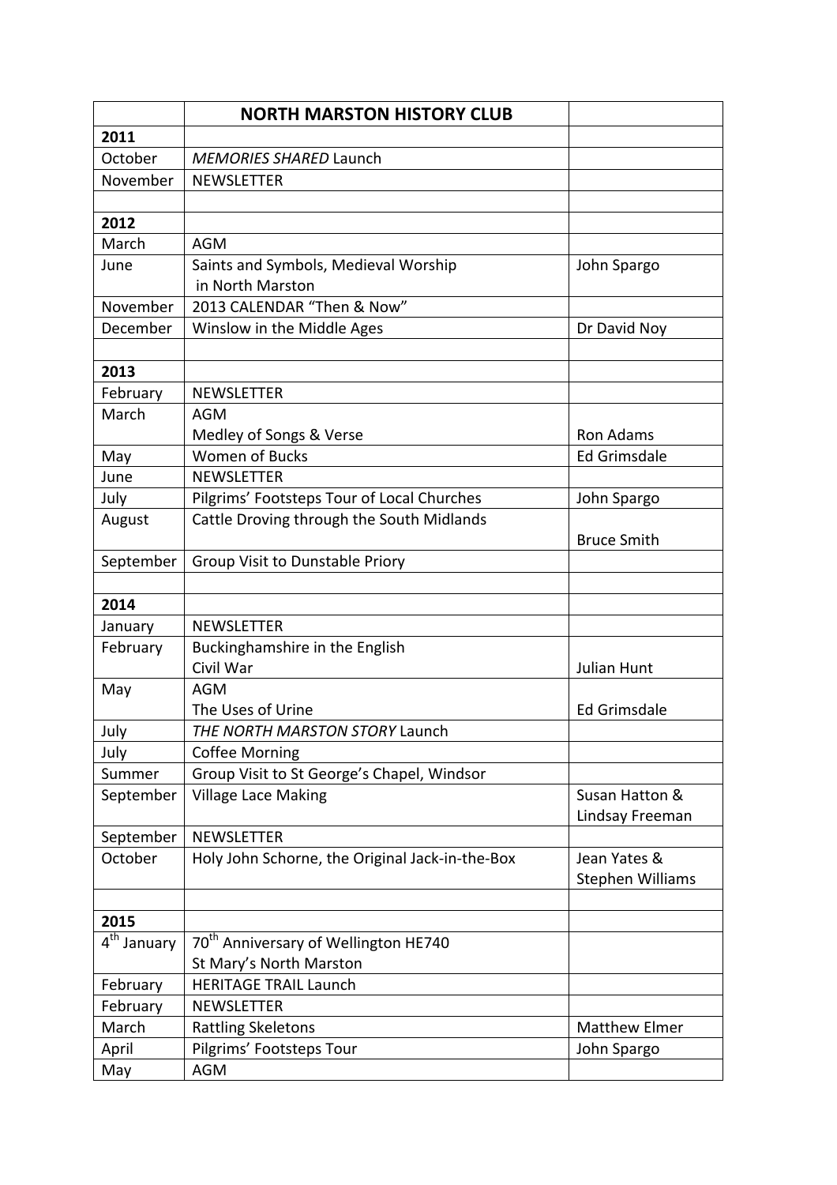| | **NORTH MARSTON HISTORY CLUB** | |
|---|---|---|
| **2011** | | |
| October | *MEMORIES SHARED* Launch | |
| November | NEWSLETTER | |
| | | |
| **2012** | | |
| March | AGM | |
| June | Saints and Symbols, Medieval Worship in North Marston | John Spargo |
| November | 2013 CALENDAR “Then & Now” | |
| December | Winslow in the Middle Ages | Dr David Noy |
| | | |
| **2013** | | |
| February | NEWSLETTER | |
| March | AGM<br>Medley of Songs & Verse | Ron Adams |
| May | Women of Bucks | Ed Grimsdale |
| June | NEWSLETTER | |
| July | Pilgrims’ Footsteps Tour of Local Churches | John Spargo |
| August | Cattle Droving through the South Midlands | Bruce Smith |
| September | Group Visit to Dunstable Priory | |
| | | |
| **2014** | | |
| January | NEWSLETTER | |
| February | Buckinghamshire in the English Civil War | Julian Hunt |
| May | AGM<br>The Uses of Urine | Ed Grimsdale |
| July | *THE NORTH MARSTON STORY* Launch | |
| July | Coffee Morning | |
| Summer | Group Visit to St George’s Chapel, Windsor | |
| September | Village Lace Making | Susan Hatton & Lindsay Freeman |
| September | NEWSLETTER | |
| October | Holy John Schorne, the Original Jack-in-the-Box | Jean Yates & Stephen Williams |
| | | |
| **2015** | | |
| 4th January | 70th Anniversary of Wellington HE740<br>St Mary’s North Marston | |
| February | HERITAGE TRAIL Launch | |
| February | NEWSLETTER | |
| March | Rattling Skeletons | Matthew Elmer |
| April | Pilgrims’ Footsteps Tour | John Spargo |
| May | AGM | |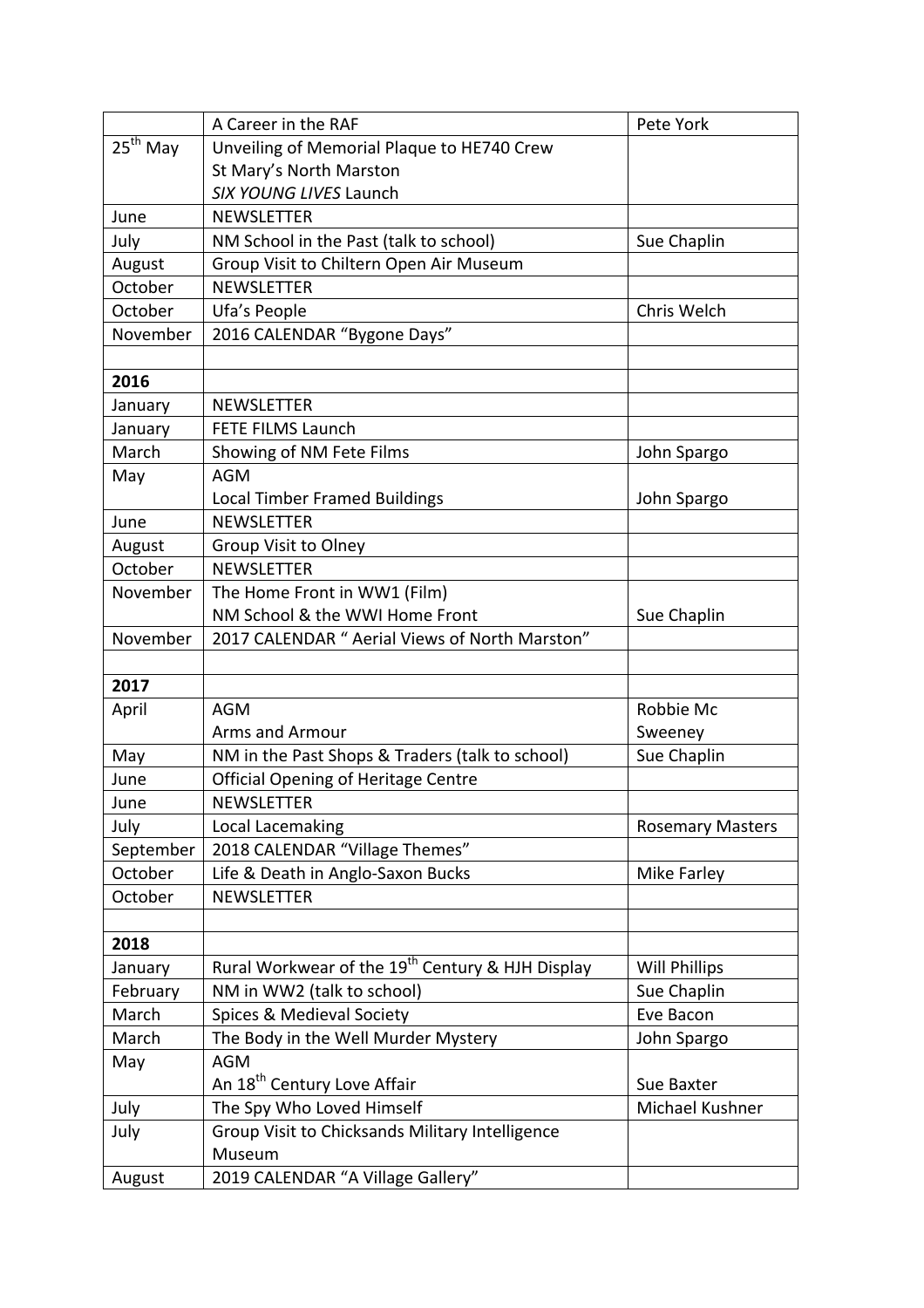|  | A Career in the RAF | Pete York |
|---|---|---|
| 25th May | Unveiling of Memorial Plaque to HE740 Crew<br>St Mary's North Marston<br>*SIX YOUNG LIVES* Launch |  |
| June | NEWSLETTER |  |
| July | NM School in the Past (talk to school) | Sue Chaplin |
| August | Group Visit to Chiltern Open Air Museum |  |
| October | NEWSLETTER |  |
| October | Ufa's People | Chris Welch |
| November | 2016 CALENDAR "Bygone Days" |  |
|  |  |  |
| **2016** |  |  |
| January | NEWSLETTER |  |
| January | FETE FILMS Launch |  |
| March | Showing of NM Fete Films | John Spargo |
| May | AGM<br>Local Timber Framed Buildings | John Spargo |
| June | NEWSLETTER |  |
| August | Group Visit to Olney |  |
| October | NEWSLETTER |  |
| November | The Home Front in WW1 (Film)<br>NM School & the WWI Home Front | Sue Chaplin |
| November | 2017 CALENDAR " Aerial Views of North Marston" |  |
|  |  |  |
| **2017** |  |  |
| April | AGM<br>Arms and Armour | Robbie Mc Sweeney |
| May | NM in the Past Shops & Traders (talk to school) | Sue Chaplin |
| June | Official Opening of Heritage Centre |  |
| June | NEWSLETTER |  |
| July | Local Lacemaking | Rosemary Masters |
| September | 2018 CALENDAR "Village Themes" |  |
| October | Life & Death in Anglo-Saxon Bucks | Mike Farley |
| October | NEWSLETTER |  |
|  |  |  |
| **2018** |  |  |
| January | Rural Workwear of the 19th Century & HJH Display | Will Phillips |
| February | NM in WW2 (talk to school) | Sue Chaplin |
| March | Spices & Medieval Society | Eve Bacon |
| March | The Body in the Well Murder Mystery | John Spargo |
| May | AGM<br>An 18th Century Love Affair | Sue Baxter |
| July | The Spy Who Loved Himself | Michael Kushner |
| July | Group Visit to Chicksands Military Intelligence Museum |  |
| August | 2019 CALENDAR "A Village Gallery" |  |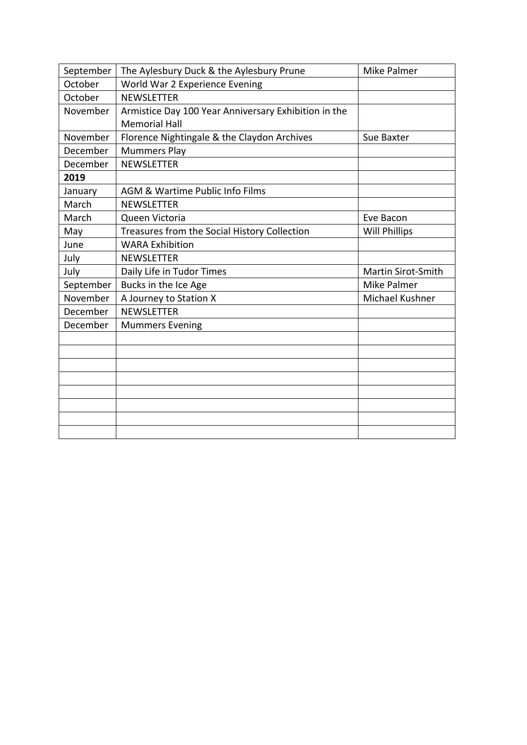| | | |
|---|---|---|
| September | The Aylesbury Duck & the Aylesbury Prune | Mike Palmer |
| October | World War 2 Experience Evening | |
| October | NEWSLETTER | |
| November | Armistice Day 100 Year Anniversary Exhibition in the Memorial Hall | |
| November | Florence Nightingale & the Claydon Archives | Sue Baxter |
| December | Mummers Play | |
| December | NEWSLETTER | |
| **2019** | | |
| January | AGM & Wartime Public Info Films | |
| March | NEWSLETTER | |
| March | Queen Victoria | Eve Bacon |
| May | Treasures from the Social History Collection | Will Phillips |
| June | WARA Exhibition | |
| July | NEWSLETTER | |
| July | Daily Life in Tudor Times | Martin Sirot-Smith |
| September | Bucks in the Ice Age | Mike Palmer |
| November | A Journey to Station X | Michael Kushner |
| December | NEWSLETTER | |
| December | Mummers Evening | |
| | | |
| | | |
| | | |
| | | |
| | | |
| | | |
| | | |
| | | |